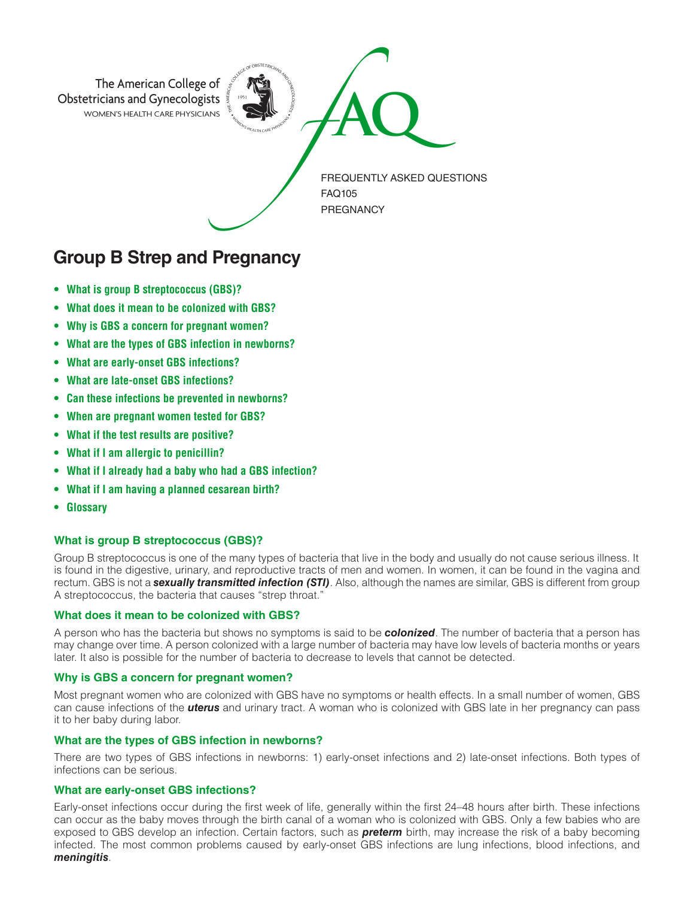The American College of Obstetricians and Gynecologists
WOMEN'S HEALTH CARE PHYSICIANS

FAQ

FREQUENTLY ASKED QUESTIONS
FAQ105
PREGNANCY

# Group B Strep and Pregnancy

- **What is group B streptococcus (GBS)?**
- **What does it mean to be colonized with GBS?**
- **Why is GBS a concern for pregnant women?**
- **What are the types of GBS infection in newborns?**
- **What are early-onset GBS infections?**
- **What are late-onset GBS infections?**
- **Can these infections be prevented in newborns?**
- **When are pregnant women tested for GBS?**
- **What if the test results are positive?**
- **What if I am allergic to penicillin?**
- **What if I already had a baby who had a GBS infection?**
- **What if I am having a planned cesarean birth?**
- **Glossary**

### What is group B streptococcus (GBS)?

Group B streptococcus is one of the many types of bacteria that live in the body and usually do not cause serious illness. It is found in the digestive, urinary, and reproductive tracts of men and women. In women, it can be found in the vagina and rectum. GBS is not a ***sexually transmitted infection (STI)***. Also, although the names are similar, GBS is different from group A streptococcus, the bacteria that causes "strep throat."

### What does it mean to be colonized with GBS?

A person who has the bacteria but shows no symptoms is said to be ***colonized***. The number of bacteria that a person has may change over time. A person colonized with a large number of bacteria may have low levels of bacteria months or years later. It also is possible for the number of bacteria to decrease to levels that cannot be detected.

### Why is GBS a concern for pregnant women?

Most pregnant women who are colonized with GBS have no symptoms or health effects. In a small number of women, GBS can cause infections of the ***uterus*** and urinary tract. A woman who is colonized with GBS late in her pregnancy can pass it to her baby during labor.

### What are the types of GBS infection in newborns?

There are two types of GBS infections in newborns: 1) early-onset infections and 2) late-onset infections. Both types of infections can be serious.

### What are early-onset GBS infections?

Early-onset infections occur during the first week of life, generally within the first 24–48 hours after birth. These infections can occur as the baby moves through the birth canal of a woman who is colonized with GBS. Only a few babies who are exposed to GBS develop an infection. Certain factors, such as ***preterm*** birth, may increase the risk of a baby becoming infected. The most common problems caused by early-onset GBS infections are lung infections, blood infections, and ***meningitis***.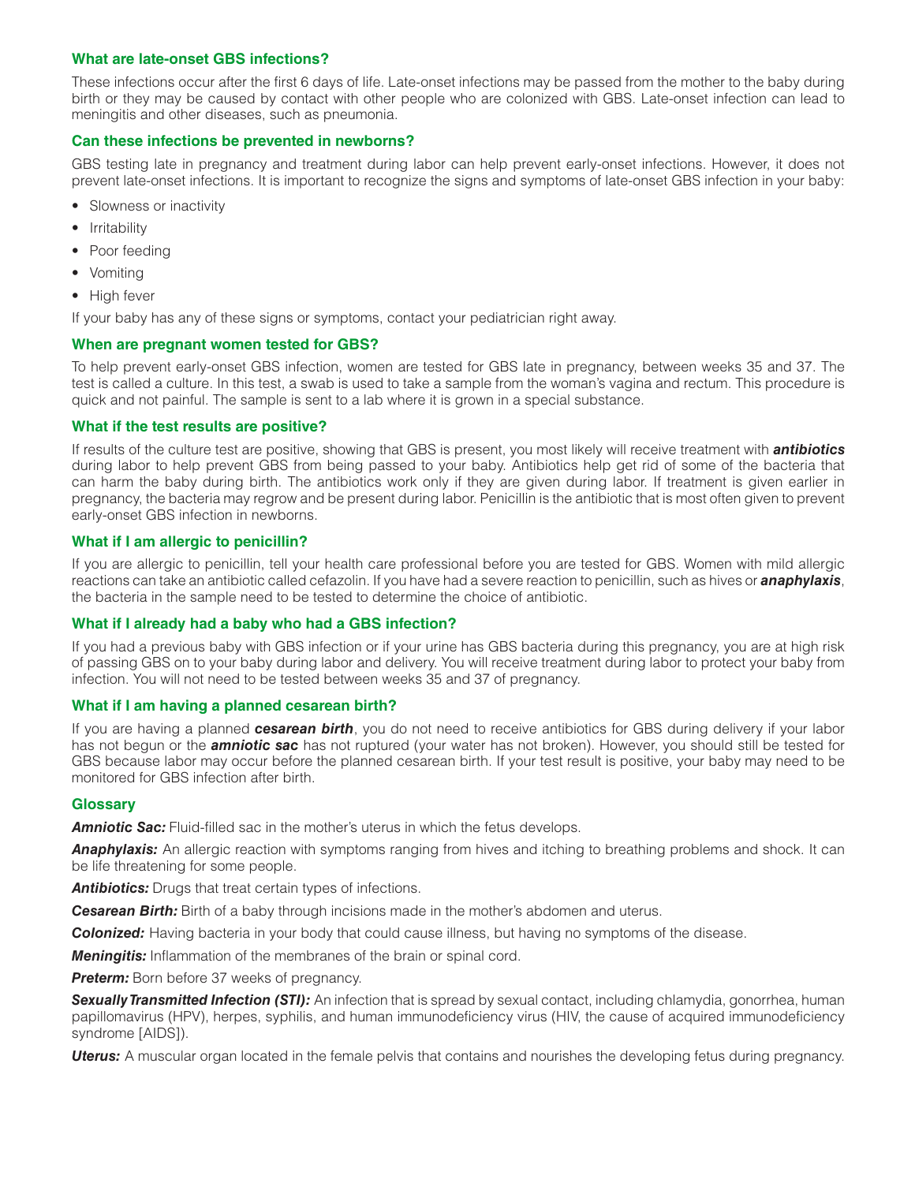### What are late-onset GBS infections?

These infections occur after the first 6 days of life. Late-onset infections may be passed from the mother to the baby during birth or they may be caused by contact with other people who are colonized with GBS. Late-onset infection can lead to meningitis and other diseases, such as pneumonia.

### Can these infections be prevented in newborns?

GBS testing late in pregnancy and treatment during labor can help prevent early-onset infections. However, it does not prevent late-onset infections. It is important to recognize the signs and symptoms of late-onset GBS infection in your baby:

- Slowness or inactivity
- Irritability
- Poor feeding
- Vomiting
- High fever

If your baby has any of these signs or symptoms, contact your pediatrician right away.

### When are pregnant women tested for GBS?

To help prevent early-onset GBS infection, women are tested for GBS late in pregnancy, between weeks 35 and 37. The test is called a culture. In this test, a swab is used to take a sample from the woman's vagina and rectum. This procedure is quick and not painful. The sample is sent to a lab where it is grown in a special substance.

### What if the test results are positive?

If results of the culture test are positive, showing that GBS is present, you most likely will receive treatment with ***antibiotics*** during labor to help prevent GBS from being passed to your baby. Antibiotics help get rid of some of the bacteria that can harm the baby during birth. The antibiotics work only if they are given during labor. If treatment is given earlier in pregnancy, the bacteria may regrow and be present during labor. Penicillin is the antibiotic that is most often given to prevent early-onset GBS infection in newborns.

### What if I am allergic to penicillin?

If you are allergic to penicillin, tell your health care professional before you are tested for GBS. Women with mild allergic reactions can take an antibiotic called cefazolin. If you have had a severe reaction to penicillin, such as hives or ***anaphylaxis***, the bacteria in the sample need to be tested to determine the choice of antibiotic.

### What if I already had a baby who had a GBS infection?

If you had a previous baby with GBS infection or if your urine has GBS bacteria during this pregnancy, you are at high risk of passing GBS on to your baby during labor and delivery. You will receive treatment during labor to protect your baby from infection. You will not need to be tested between weeks 35 and 37 of pregnancy.

### What if I am having a planned cesarean birth?

If you are having a planned ***cesarean birth***, you do not need to receive antibiotics for GBS during delivery if your labor has not begun or the ***amniotic sac*** has not ruptured (your water has not broken). However, you should still be tested for GBS because labor may occur before the planned cesarean birth. If your test result is positive, your baby may need to be monitored for GBS infection after birth.

### Glossary

***Amniotic Sac:*** Fluid-filled sac in the mother's uterus in which the fetus develops.

***Anaphylaxis:*** An allergic reaction with symptoms ranging from hives and itching to breathing problems and shock. It can be life threatening for some people.

***Antibiotics:*** Drugs that treat certain types of infections.

***Cesarean Birth:*** Birth of a baby through incisions made in the mother's abdomen and uterus.

***Colonized:*** Having bacteria in your body that could cause illness, but having no symptoms of the disease.

***Meningitis:*** Inflammation of the membranes of the brain or spinal cord.

***Preterm:*** Born before 37 weeks of pregnancy.

***Sexually Transmitted Infection (STI):*** An infection that is spread by sexual contact, including chlamydia, gonorrhea, human papillomavirus (HPV), herpes, syphilis, and human immunodeficiency virus (HIV, the cause of acquired immunodeficiency syndrome [AIDS]).

***Uterus:*** A muscular organ located in the female pelvis that contains and nourishes the developing fetus during pregnancy.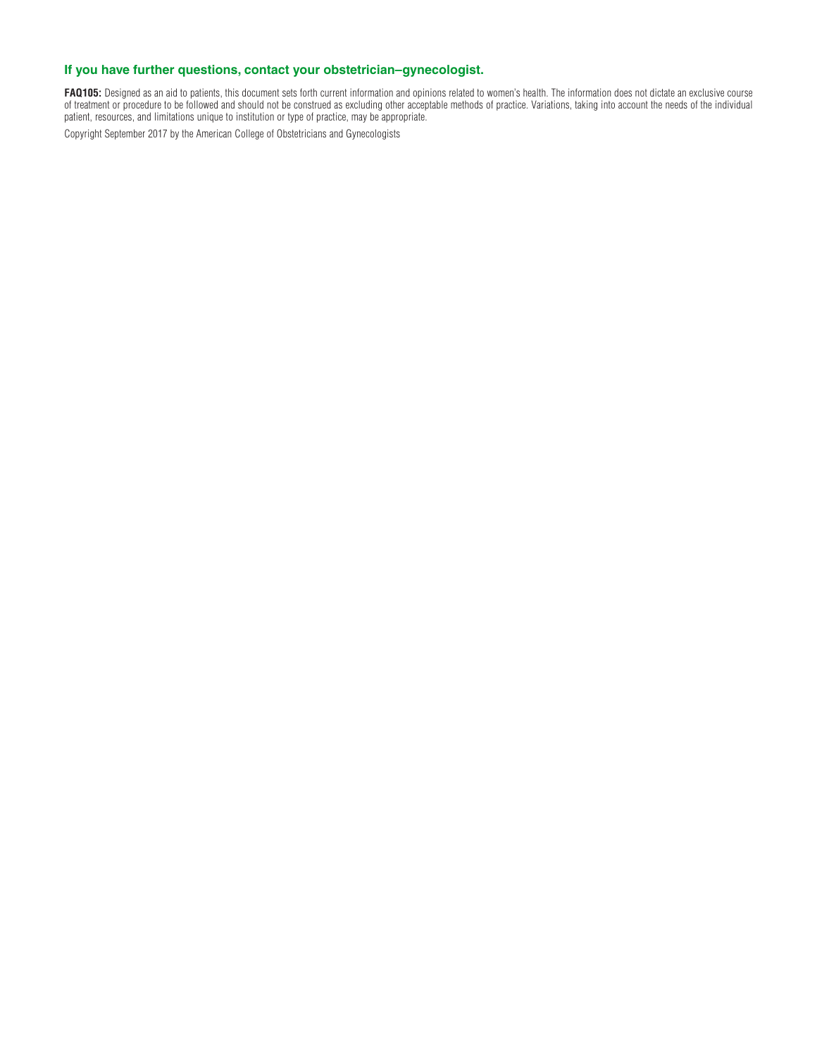**If you have further questions, contact your obstetrician–gynecologist.**

**FAQ105:** Designed as an aid to patients, this document sets forth current information and opinions related to women's health. The information does not dictate an exclusive course of treatment or procedure to be followed and should not be construed as excluding other acceptable methods of practice. Variations, taking into account the needs of the individual patient, resources, and limitations unique to institution or type of practice, may be appropriate.

Copyright September 2017 by the American College of Obstetricians and Gynecologists